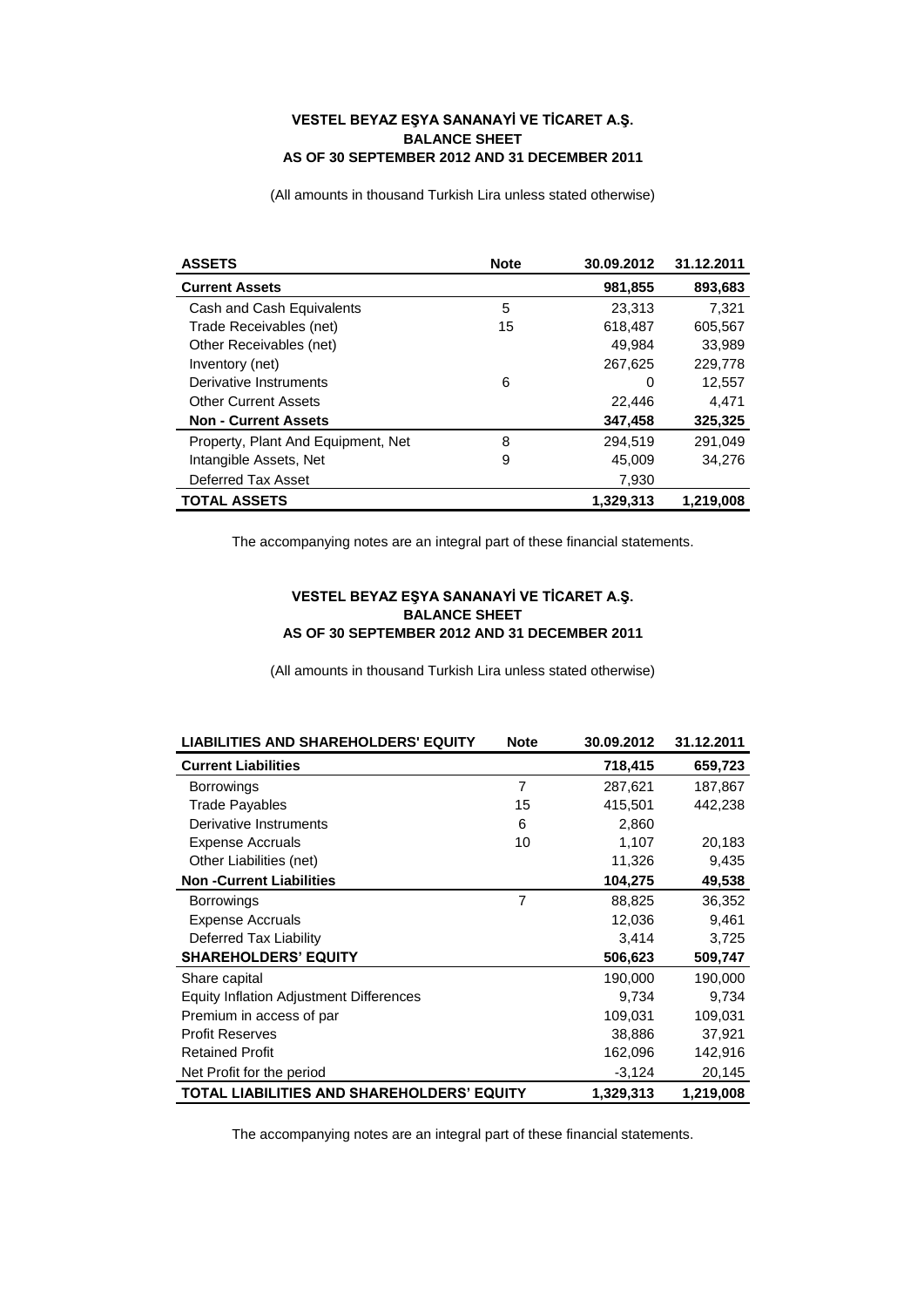**VESTEL BEYAZ EŞYA SANANAYİ VE TİCARET A.Ş.**
**BALANCE SHEET**
**AS OF 30 SEPTEMBER 2012 AND 31 DECEMBER 2011**

(All amounts in thousand Turkish Lira unless stated otherwise)

| ASSETS | Note | 30.09.2012 | 31.12.2011 |
|---|---|---|---|
| **Current Assets** | | **981,855** | **893,683** |
| Cash and Cash Equivalents | 5 | 23,313 | 7,321 |
| Trade Receivables (net) | 15 | 618,487 | 605,567 |
| Other Receivables (net) | | 49,984 | 33,989 |
| Inventory (net) | | 267,625 | 229,778 |
| Derivative Instruments | 6 | 0 | 12,557 |
| Other Current Assets | | 22,446 | 4,471 |
| **Non - Current Assets** | | **347,458** | **325,325** |
| Property, Plant And Equipment, Net | 8 | 294,519 | 291,049 |
| Intangible Assets, Net | 9 | 45,009 | 34,276 |
| Deferred Tax Asset | | 7,930 | |
| **TOTAL ASSETS** | | **1,329,313** | **1,219,008** |

The accompanying notes are an integral part of these financial statements.

**VESTEL BEYAZ EŞYA SANANAYİ VE TİCARET A.Ş.**
**BALANCE SHEET**
**AS OF 30 SEPTEMBER 2012 AND 31 DECEMBER 2011**

(All amounts in thousand Turkish Lira unless stated otherwise)

| LIABILITIES AND SHAREHOLDERS' EQUITY | Note | 30.09.2012 | 31.12.2011 |
|---|---|---|---|
| **Current Liabilities** | | **718,415** | **659,723** |
| Borrowings | 7 | 287,621 | 187,867 |
| Trade Payables | 15 | 415,501 | 442,238 |
| Derivative Instruments | 6 | 2,860 | |
| Expense Accruals | 10 | 1,107 | 20,183 |
| Other Liabilities (net) | | 11,326 | 9,435 |
| **Non -Current Liabilities** | | **104,275** | **49,538** |
| Borrowings | 7 | 88,825 | 36,352 |
| Expense Accruals | | 12,036 | 9,461 |
| Deferred Tax Liability | | 3,414 | 3,725 |
| **SHAREHOLDERS' EQUITY** | | **506,623** | **509,747** |
| Share capital | | 190,000 | 190,000 |
| Equity Inflation Adjustment Differences | | 9,734 | 9,734 |
| Premium in access of par | | 109,031 | 109,031 |
| Profit Reserves | | 38,886 | 37,921 |
| Retained Profit | | 162,096 | 142,916 |
| Net Profit for the period | | -3,124 | 20,145 |
| **TOTAL LIABILITIES AND SHAREHOLDERS' EQUITY** | | **1,329,313** | **1,219,008** |

The accompanying notes are an integral part of these financial statements.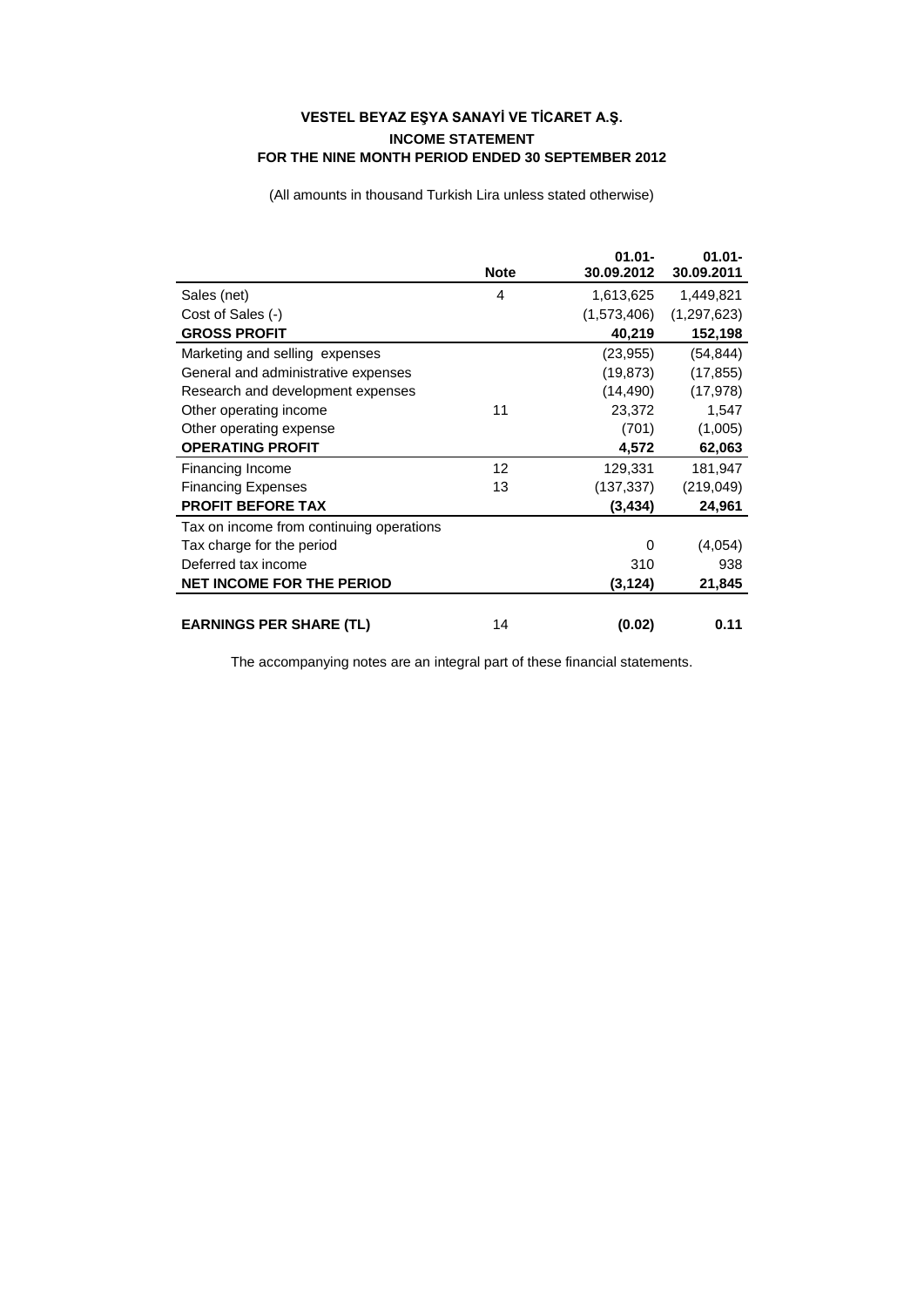# VESTEL BEYAZ EŞYA SANAYİ VE TİCARET A.Ş.

## INCOME STATEMENT

## FOR THE NINE MONTH PERIOD ENDED 30 SEPTEMBER 2012

(All amounts in thousand Turkish Lira unless stated otherwise)

| | Note | 01.01-30.09.2012 | 01.01-30.09.2011 |
|---|---|---|---|
| Sales (net) | 4 | 1,613,625 | 1,449,821 |
| Cost of Sales (-) | | (1,573,406) | (1,297,623) |
| **GROSS PROFIT** | | **40,219** | **152,198** |
| Marketing and selling expenses | | (23,955) | (54,844) |
| General and administrative expenses | | (19,873) | (17,855) |
| Research and development expenses | | (14,490) | (17,978) |
| Other operating income | 11 | 23,372 | 1,547 |
| Other operating expense | | (701) | (1,005) |
| **OPERATING PROFIT** | | **4,572** | **62,063** |
| Financing Income | 12 | 129,331 | 181,947 |
| Financing Expenses | 13 | (137,337) | (219,049) |
| **PROFIT BEFORE TAX** | | **(3,434)** | **24,961** |
| Tax on income from continuing operations | | | |
| Tax charge for the period | | 0 | (4,054) |
| Deferred tax income | | 310 | 938 |
| **NET INCOME FOR THE PERIOD** | | **(3,124)** | **21,845** |
| | | | |
| **EARNINGS PER SHARE (TL)** | 14 | **(0.02)** | **0.11** |

The accompanying notes are an integral part of these financial statements.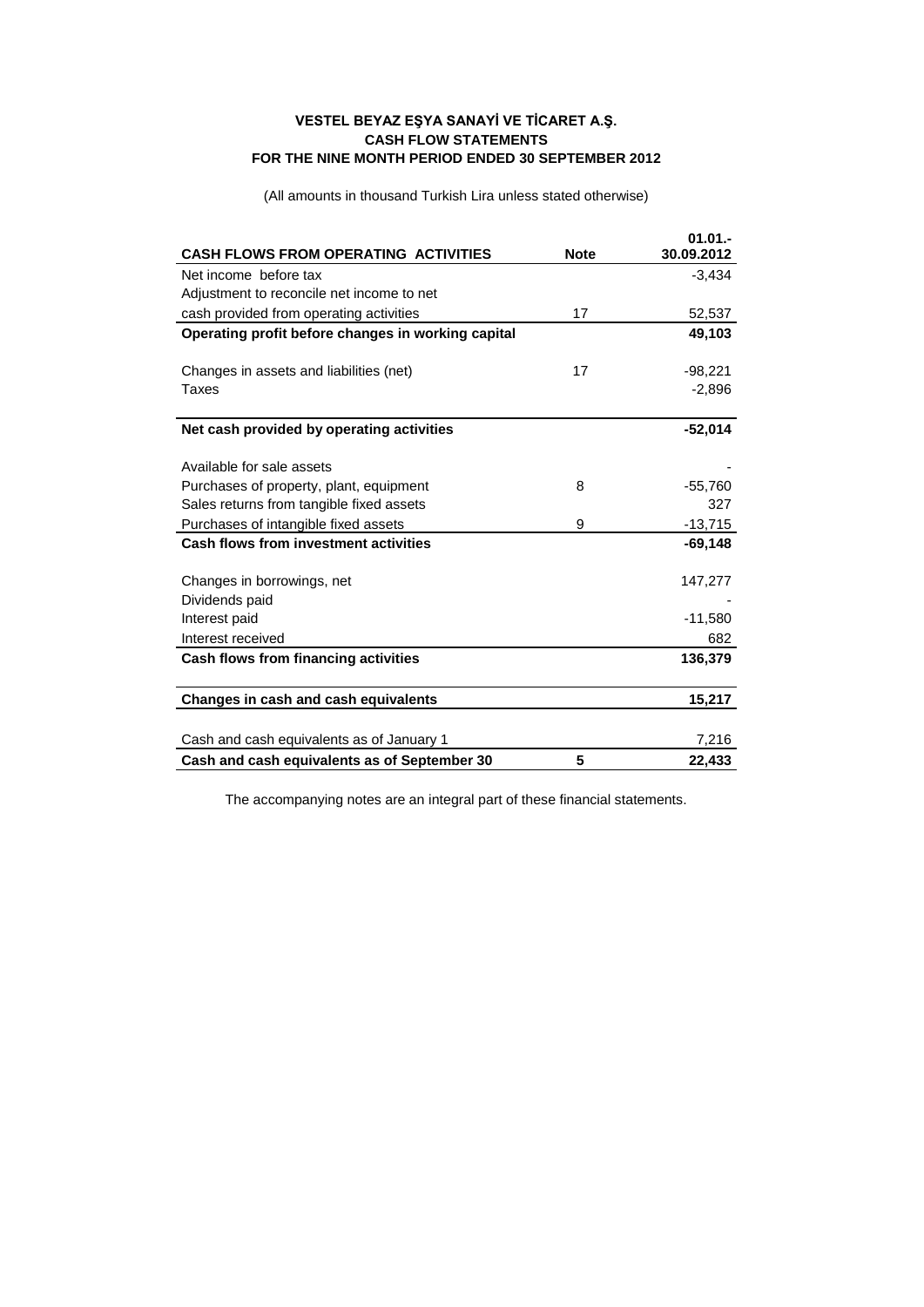**VESTEL BEYAZ EŞYA SANAYİ VE TİCARET A.Ş.**
**CASH FLOW STATEMENTS**
**FOR THE NINE MONTH PERIOD ENDED 30 SEPTEMBER 2012**

(All amounts in thousand Turkish Lira unless stated otherwise)

| CASH FLOWS FROM OPERATING ACTIVITIES | Note | 01.01.- 30.09.2012 |
|---|---|---|
| Net income before tax | | -3,434 |
| Adjustment to reconcile net income to net cash provided from operating activities | 17 | 52,537 |
| **Operating profit before changes in working capital** | | **49,103** |
| Changes in assets and liabilities (net) | 17 | -98,221 |
| Taxes | | -2,896 |
| **Net cash provided by operating activities** | | **-52,014** |
| Available for sale assets | | - |
| Purchases of property, plant, equipment | 8 | -55,760 |
| Sales returns from tangible fixed assets | | 327 |
| Purchases of intangible fixed assets | 9 | -13,715 |
| **Cash flows from investment activities** | | **-69,148** |
| Changes in borrowings, net | | 147,277 |
| Dividends paid | | - |
| Interest paid | | -11,580 |
| Interest received | | 682 |
| **Cash flows from financing activities** | | **136,379** |
| **Changes in cash and cash equivalents** | | **15,217** |
| Cash and cash equivalents as of January 1 | | 7,216 |
| **Cash and cash equivalents as of September 30** | **5** | **22,433** |

The accompanying notes are an integral part of these financial statements.